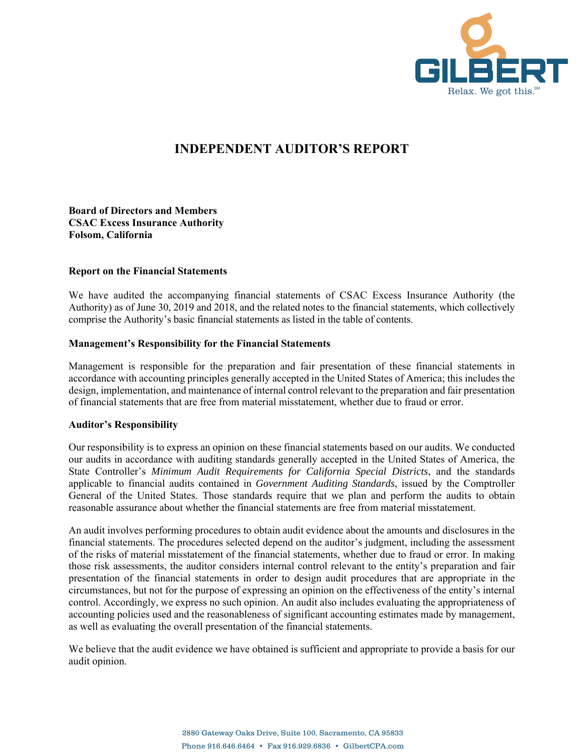# INDEPENDENT AUDITOR'S REPORT

**Board of Directors and Members**
**CSAC Excess Insurance Authority**
**Folsom, California**

### Report on the Financial Statements

We have audited the accompanying financial statements of CSAC Excess Insurance Authority (the Authority) as of June 30, 2019 and 2018, and the related notes to the financial statements, which collectively comprise the Authority's basic financial statements as listed in the table of contents.

### Management's Responsibility for the Financial Statements

Management is responsible for the preparation and fair presentation of these financial statements in accordance with accounting principles generally accepted in the United States of America; this includes the design, implementation, and maintenance of internal control relevant to the preparation and fair presentation of financial statements that are free from material misstatement, whether due to fraud or error.

### Auditor's Responsibility

Our responsibility is to express an opinion on these financial statements based on our audits. We conducted our audits in accordance with auditing standards generally accepted in the United States of America, the State Controller's *Minimum Audit Requirements for California Special Districts*, and the standards applicable to financial audits contained in *Government Auditing Standards*, issued by the Comptroller General of the United States. Those standards require that we plan and perform the audits to obtain reasonable assurance about whether the financial statements are free from material misstatement.

An audit involves performing procedures to obtain audit evidence about the amounts and disclosures in the financial statements. The procedures selected depend on the auditor's judgment, including the assessment of the risks of material misstatement of the financial statements, whether due to fraud or error. In making those risk assessments, the auditor considers internal control relevant to the entity's preparation and fair presentation of the financial statements in order to design audit procedures that are appropriate in the circumstances, but not for the purpose of expressing an opinion on the effectiveness of the entity's internal control. Accordingly, we express no such opinion. An audit also includes evaluating the appropriateness of accounting policies used and the reasonableness of significant accounting estimates made by management, as well as evaluating the overall presentation of the financial statements.

We believe that the audit evidence we have obtained is sufficient and appropriate to provide a basis for our audit opinion.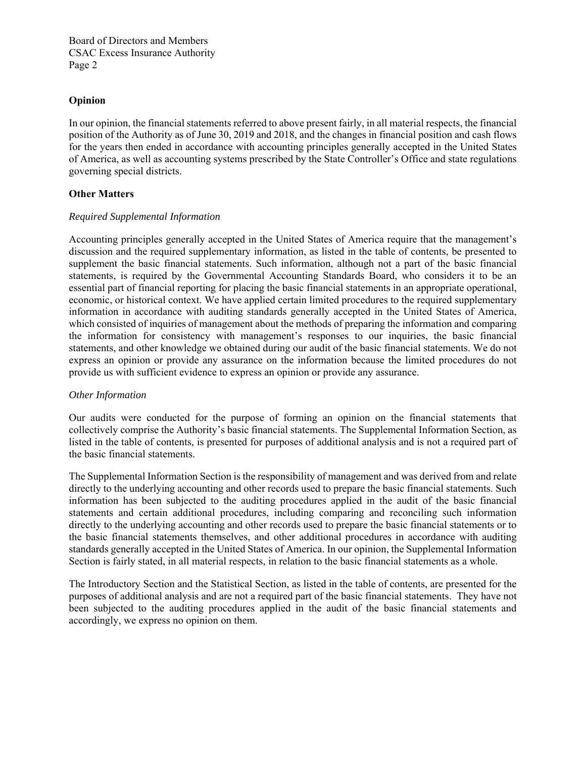Board of Directors and Members
CSAC Excess Insurance Authority
Page 2

**Opinion**

In our opinion, the financial statements referred to above present fairly, in all material respects, the financial position of the Authority as of June 30, 2019 and 2018, and the changes in financial position and cash flows for the years then ended in accordance with accounting principles generally accepted in the United States of America, as well as accounting systems prescribed by the State Controller's Office and state regulations governing special districts.

**Other Matters**

*Required Supplemental Information*

Accounting principles generally accepted in the United States of America require that the management's discussion and the required supplementary information, as listed in the table of contents, be presented to supplement the basic financial statements. Such information, although not a part of the basic financial statements, is required by the Governmental Accounting Standards Board, who considers it to be an essential part of financial reporting for placing the basic financial statements in an appropriate operational, economic, or historical context. We have applied certain limited procedures to the required supplementary information in accordance with auditing standards generally accepted in the United States of America, which consisted of inquiries of management about the methods of preparing the information and comparing the information for consistency with management's responses to our inquiries, the basic financial statements, and other knowledge we obtained during our audit of the basic financial statements. We do not express an opinion or provide any assurance on the information because the limited procedures do not provide us with sufficient evidence to express an opinion or provide any assurance.

*Other Information*

Our audits were conducted for the purpose of forming an opinion on the financial statements that collectively comprise the Authority's basic financial statements. The Supplemental Information Section, as listed in the table of contents, is presented for purposes of additional analysis and is not a required part of the basic financial statements.

The Supplemental Information Section is the responsibility of management and was derived from and relate directly to the underlying accounting and other records used to prepare the basic financial statements. Such information has been subjected to the auditing procedures applied in the audit of the basic financial statements and certain additional procedures, including comparing and reconciling such information directly to the underlying accounting and other records used to prepare the basic financial statements or to the basic financial statements themselves, and other additional procedures in accordance with auditing standards generally accepted in the United States of America. In our opinion, the Supplemental Information Section is fairly stated, in all material respects, in relation to the basic financial statements as a whole.

The Introductory Section and the Statistical Section, as listed in the table of contents, are presented for the purposes of additional analysis and are not a required part of the basic financial statements. They have not been subjected to the auditing procedures applied in the audit of the basic financial statements and accordingly, we express no opinion on them.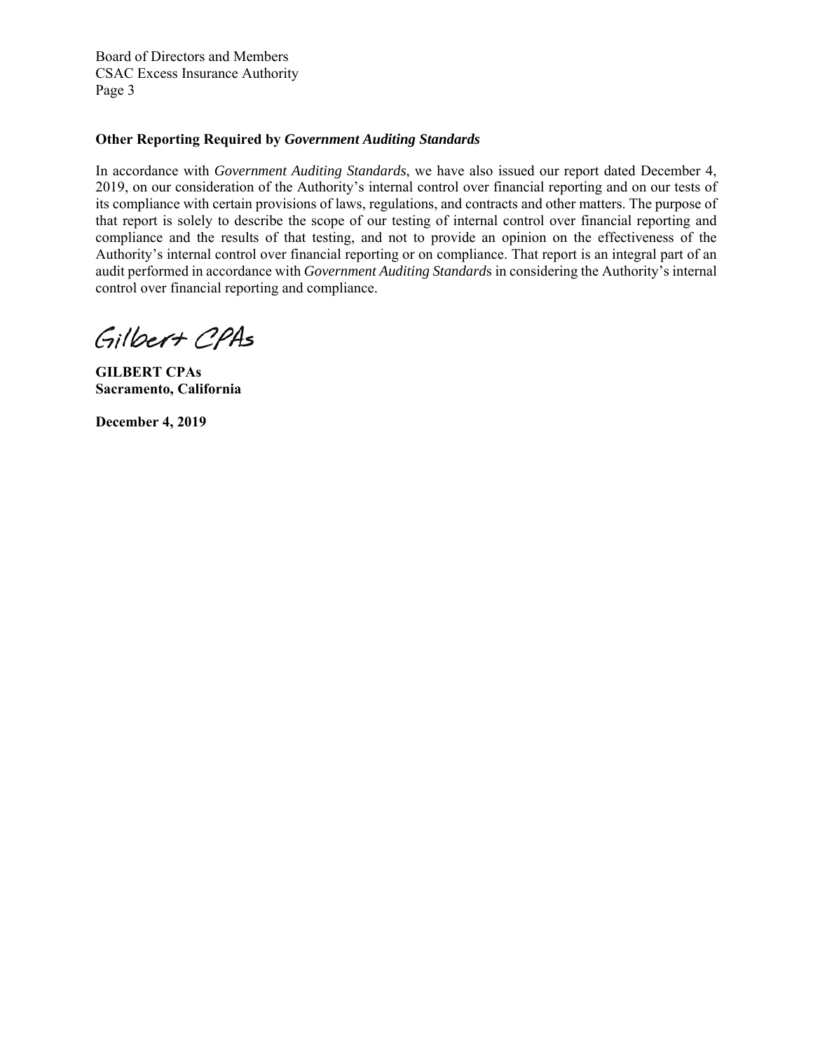Board of Directors and Members
CSAC Excess Insurance Authority
Page 3

**Other Reporting Required by *Government Auditing Standards***

In accordance with *Government Auditing Standards*, we have also issued our report dated December 4, 2019, on our consideration of the Authority's internal control over financial reporting and on our tests of its compliance with certain provisions of laws, regulations, and contracts and other matters. The purpose of that report is solely to describe the scope of our testing of internal control over financial reporting and compliance and the results of that testing, and not to provide an opinion on the effectiveness of the Authority's internal control over financial reporting or on compliance. That report is an integral part of an audit performed in accordance with *Government Auditing Standards* in considering the Authority's internal control over financial reporting and compliance.

Gilbert CPAs

**GILBERT CPAs**
**Sacramento, California**

**December 4, 2019**